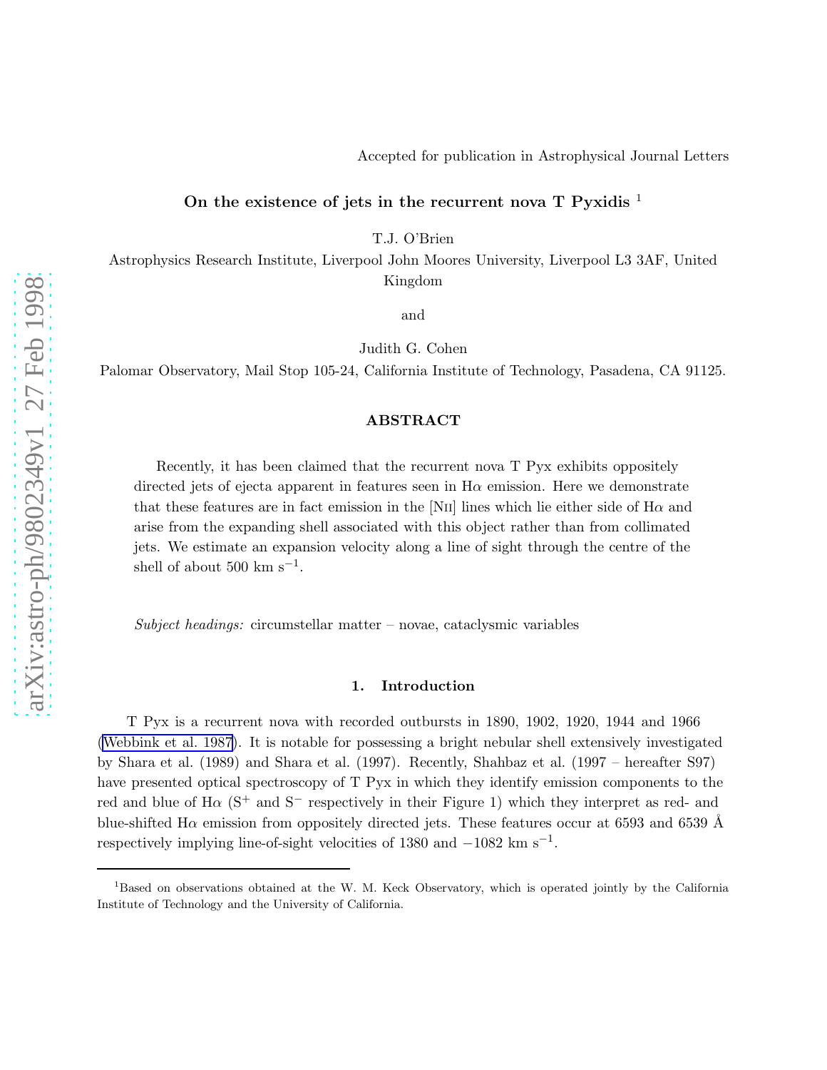Accepted for publication in Astrophysical Journal Letters

# On the existence of jets in the recurrent nova T Pyxidis [1]

T.J. O'Brien

Astrophysics Research Institute, Liverpool John Moores University, Liverpool L3 3AF, United Kingdom

and

Judith G. Cohen

Palomar Observatory, Mail Stop 105-24, California Institute of Technology, Pasadena, CA 91125.

## ABSTRACT

Recently, it has been claimed that the recurrent nova T Pyx exhibits oppositely directed jets of ejecta apparent in features seen in Hα emission. Here we demonstrate that these features are in fact emission in the [N II] lines which lie either side of Hα and arise from the expanding shell associated with this object rather than from collimated jets. We estimate an expansion velocity along a line of sight through the centre of the shell of about 500 km $s^{-1}$.

*Subject headings:* circumstellar matter – novae, cataclysmic variables

## 1. Introduction

T Pyx is a recurrent nova with recorded outbursts in 1890, 1902, 1920, 1944 and 1966 (Webbink et al. 1987). It is notable for possessing a bright nebular shell extensively investigated by Shara et al. (1989) and Shara et al. (1997). Recently, Shahbaz et al. (1997 – hereafter S97) have presented optical spectroscopy of T Pyx in which they identify emission components to the red and blue of Hα ($S^+$ and $S^-$ respectively in their Figure 1) which they interpret as red- and blue-shifted Hα emission from oppositely directed jets. These features occur at 6593 and 6539 Å respectively implying line-of-sight velocities of 1380 and −1082 km $s^{-1}$.

[1] Based on observations obtained at the W. M. Keck Observatory, which is operated jointly by the California Institute of Technology and the University of California.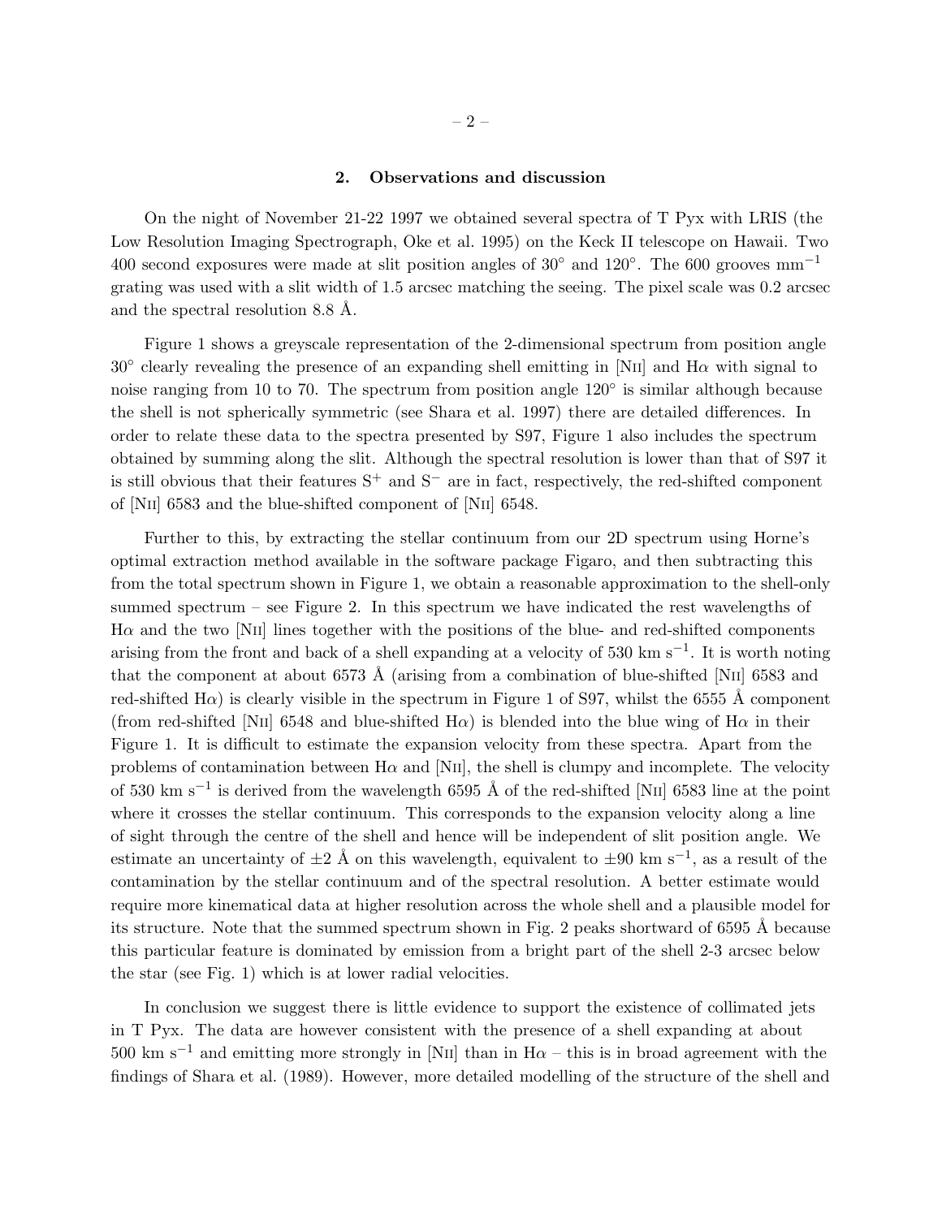## 2. Observations and discussion

On the night of November 21-22 1997 we obtained several spectra of T Pyx with LRIS (the Low Resolution Imaging Spectrograph, Oke et al. 1995) on the Keck II telescope on Hawaii. Two 400 second exposures were made at slit position angles of 30° and 120°. The 600 grooves mm$^{-1}$ grating was used with a slit width of 1.5 arcsec matching the seeing. The pixel scale was 0.2 arcsec and the spectral resolution 8.8 Å.

Figure 1 shows a greyscale representation of the 2-dimensional spectrum from position angle 30° clearly revealing the presence of an expanding shell emitting in [NII] and H$\alpha$ with signal to noise ranging from 10 to 70. The spectrum from position angle 120° is similar although because the shell is not spherically symmetric (see Shara et al. 1997) there are detailed differences. In order to relate these data to the spectra presented by S97, Figure 1 also includes the spectrum obtained by summing along the slit. Although the spectral resolution is lower than that of S97 it is still obvious that their features $S^+$ and $S^-$ are in fact, respectively, the red-shifted component of [NII] 6583 and the blue-shifted component of [NII] 6548.

Further to this, by extracting the stellar continuum from our 2D spectrum using Horne's optimal extraction method available in the software package Figaro, and then subtracting this from the total spectrum shown in Figure 1, we obtain a reasonable approximation to the shell-only summed spectrum – see Figure 2. In this spectrum we have indicated the rest wavelengths of H$\alpha$ and the two [NII] lines together with the positions of the blue- and red-shifted components arising from the front and back of a shell expanding at a velocity of 530 km s$^{-1}$. It is worth noting that the component at about 6573 Å (arising from a combination of blue-shifted [NII] 6583 and red-shifted H$\alpha$) is clearly visible in the spectrum in Figure 1 of S97, whilst the 6555 Å component (from red-shifted [NII] 6548 and blue-shifted H$\alpha$) is blended into the blue wing of H$\alpha$ in their Figure 1. It is difficult to estimate the expansion velocity from these spectra. Apart from the problems of contamination between H$\alpha$ and [NII], the shell is clumpy and incomplete. The velocity of 530 km s$^{-1}$ is derived from the wavelength 6595 Å of the red-shifted [NII] 6583 line at the point where it crosses the stellar continuum. This corresponds to the expansion velocity along a line of sight through the centre of the shell and hence will be independent of slit position angle. We estimate an uncertainty of $\pm 2$ Å on this wavelength, equivalent to $\pm 90$ km s$^{-1}$, as a result of the contamination by the stellar continuum and of the spectral resolution. A better estimate would require more kinematical data at higher resolution across the whole shell and a plausible model for its structure. Note that the summed spectrum shown in Fig. 2 peaks shortward of 6595 Å because this particular feature is dominated by emission from a bright part of the shell 2-3 arcsec below the star (see Fig. 1) which is at lower radial velocities.

In conclusion we suggest there is little evidence to support the existence of collimated jets in T Pyx. The data are however consistent with the presence of a shell expanding at about 500 km s$^{-1}$ and emitting more strongly in [NII] than in H$\alpha$ – this is in broad agreement with the findings of Shara et al. (1989). However, more detailed modelling of the structure of the shell and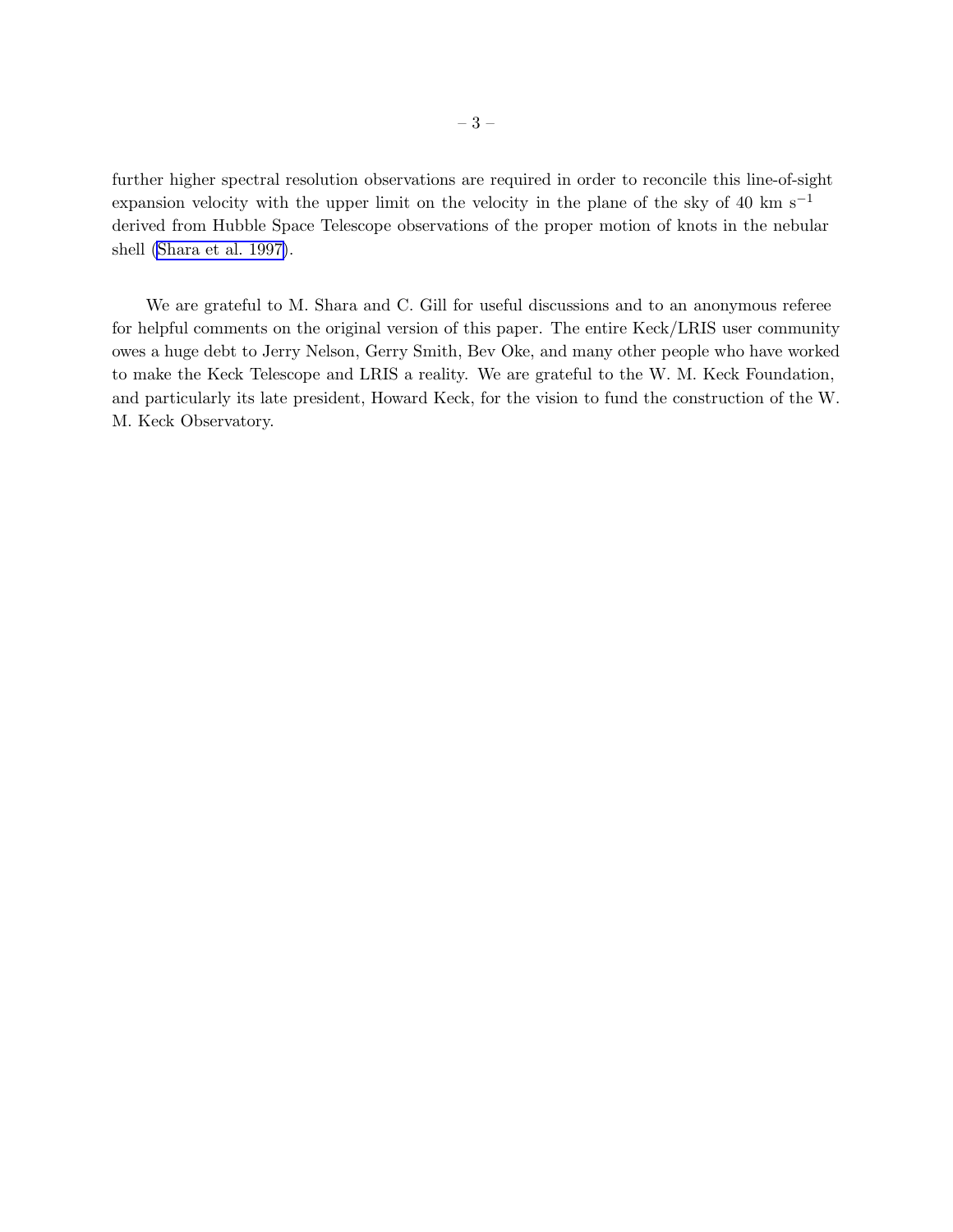further higher spectral resolution observations are required in order to reconcile this line-of-sight expansion velocity with the upper limit on the velocity in the plane of the sky of 40 km $s^{-1}$ derived from Hubble Space Telescope observations of the proper motion of knots in the nebular shell (Shara et al. 1997).

We are grateful to M. Shara and C. Gill for useful discussions and to an anonymous referee for helpful comments on the original version of this paper. The entire Keck/LRIS user community owes a huge debt to Jerry Nelson, Gerry Smith, Bev Oke, and many other people who have worked to make the Keck Telescope and LRIS a reality. We are grateful to the W. M. Keck Foundation, and particularly its late president, Howard Keck, for the vision to fund the construction of the W. M. Keck Observatory.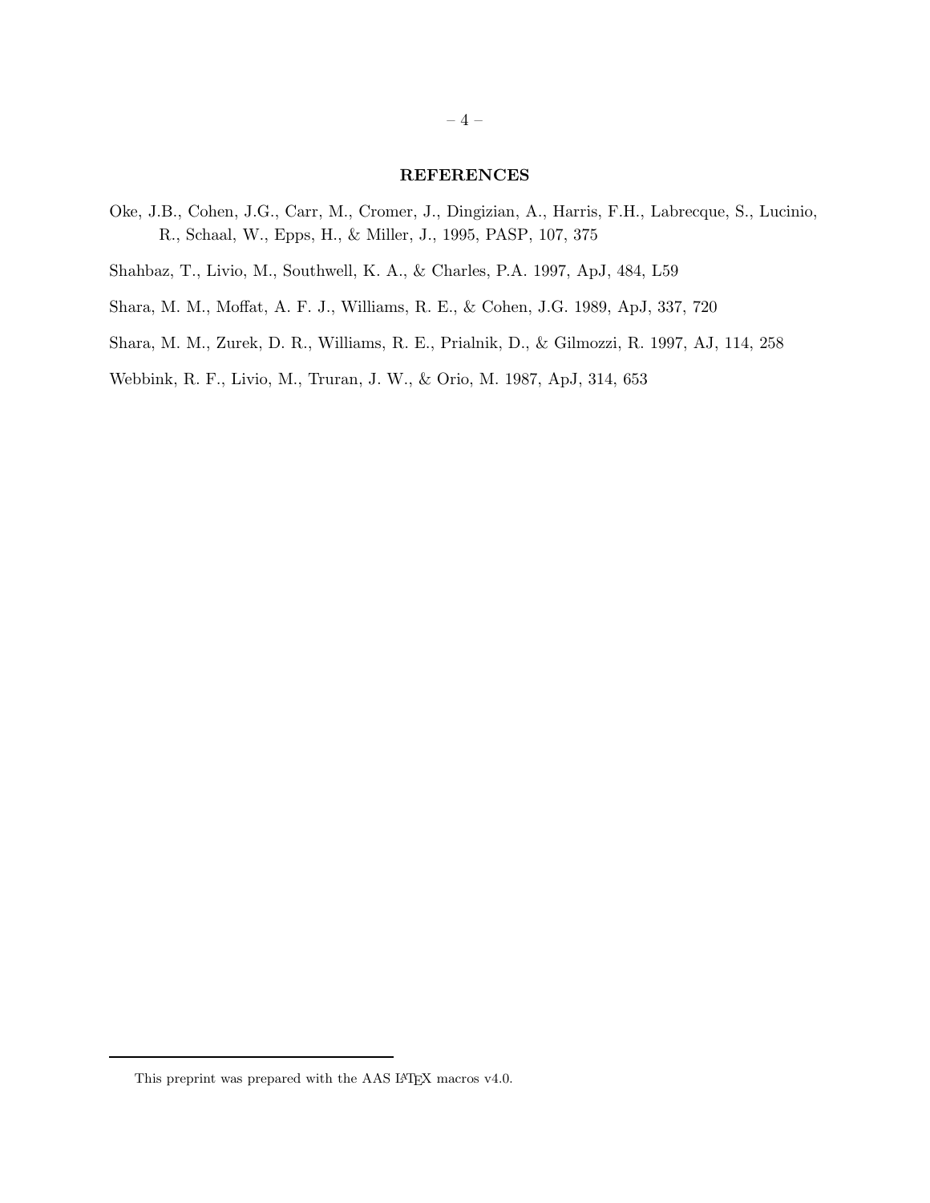## REFERENCES

Oke, J.B., Cohen, J.G., Carr, M., Cromer, J., Dingizian, A., Harris, F.H., Labrecque, S., Lucinio, R., Schaal, W., Epps, H., & Miller, J., 1995, PASP, 107, 375

Shahbaz, T., Livio, M., Southwell, K. A., & Charles, P.A. 1997, ApJ, 484, L59

Shara, M. M., Moffat, A. F. J., Williams, R. E., & Cohen, J.G. 1989, ApJ, 337, 720

Shara, M. M., Zurek, D. R., Williams, R. E., Prialnik, D., & Gilmozzi, R. 1997, AJ, 114, 258

Webbink, R. F., Livio, M., Truran, J. W., & Orio, M. 1987, ApJ, 314, 653

This preprint was prepared with the AAS LaTeX macros v4.0.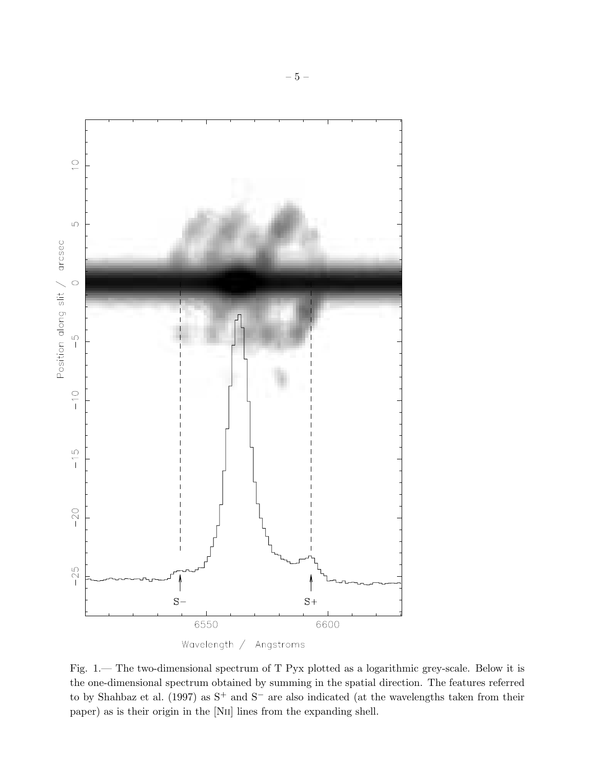Fig. 1.— The two-dimensional spectrum of T Pyx plotted as a logarithmic grey-scale. Below it is the one-dimensional spectrum obtained by summing in the spatial direction. The features referred to by Shahbaz et al. (1997) as $S^+$ and $S^-$ are also indicated (at the wavelengths taken from their paper) as is their origin in the [NII] lines from the expanding shell.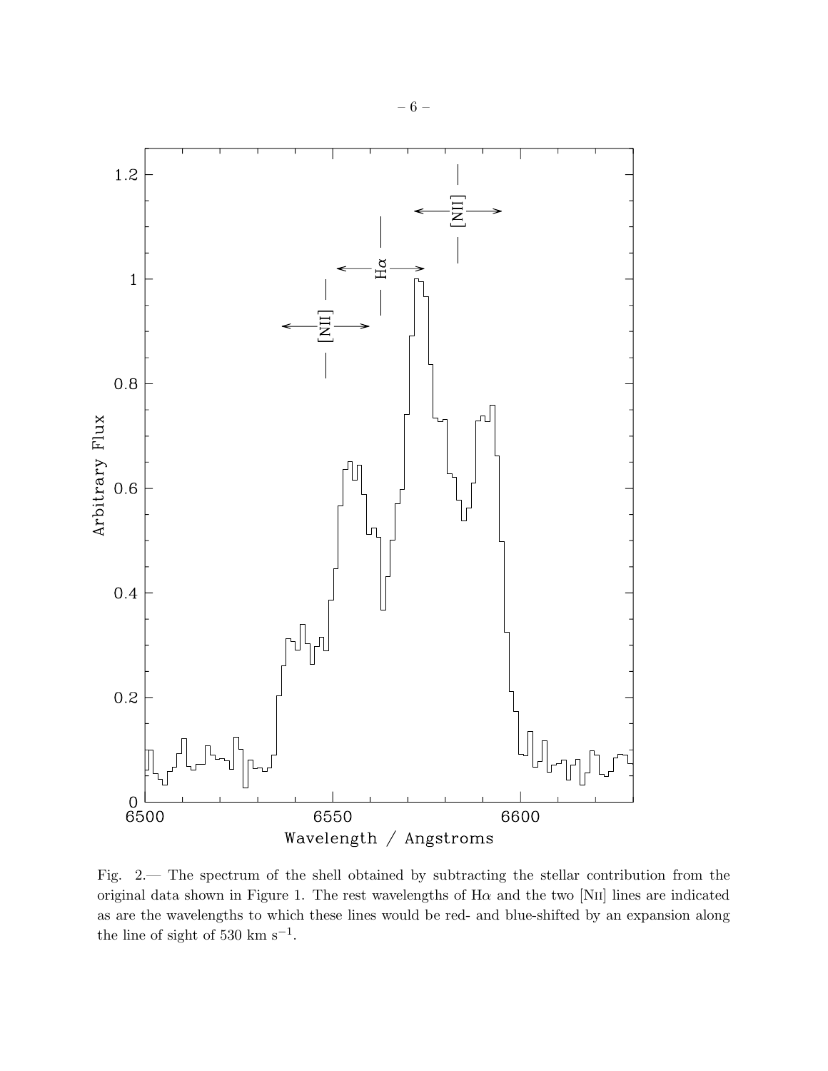1.2

1

0.8

0.6

0.4

0.2

0

Arbitrary Flux

6500

6550

6600

Wavelength / Angstroms

[NII]

Hα

[NII]

Fig. 2.— The spectrum of the shell obtained by subtracting the stellar contribution from the original data shown in Figure 1. The rest wavelengths of Hα and the two [NII] lines are indicated as are the wavelengths to which these lines would be red- and blue-shifted by an expansion along the line of sight of 530 km $s^{-1}$.